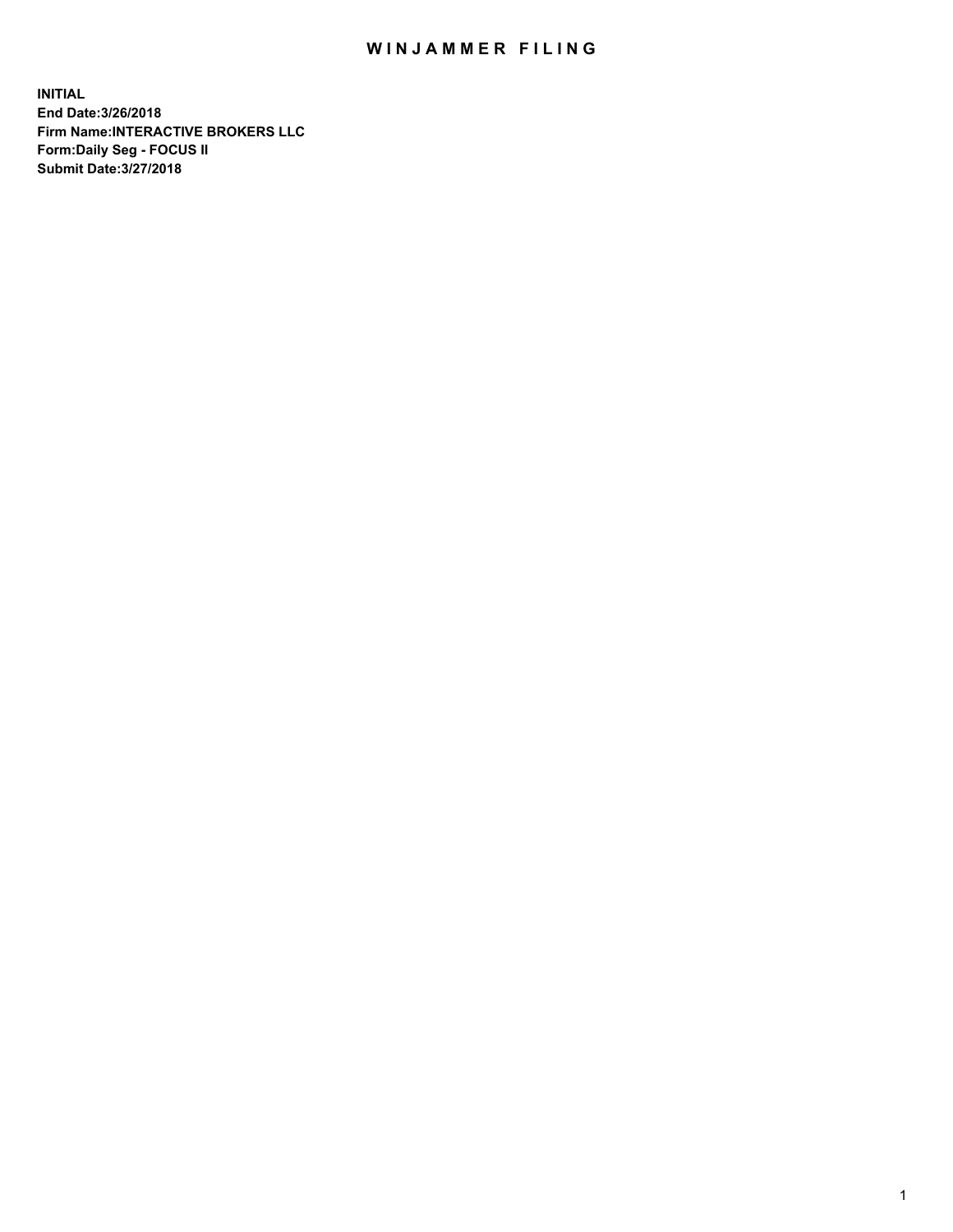# WINJAMMER FILING

**INITIAL**
**End Date:3/26/2018**
**Firm Name:INTERACTIVE BROKERS LLC**
**Form:Daily Seg - FOCUS II**
**Submit Date:3/27/2018**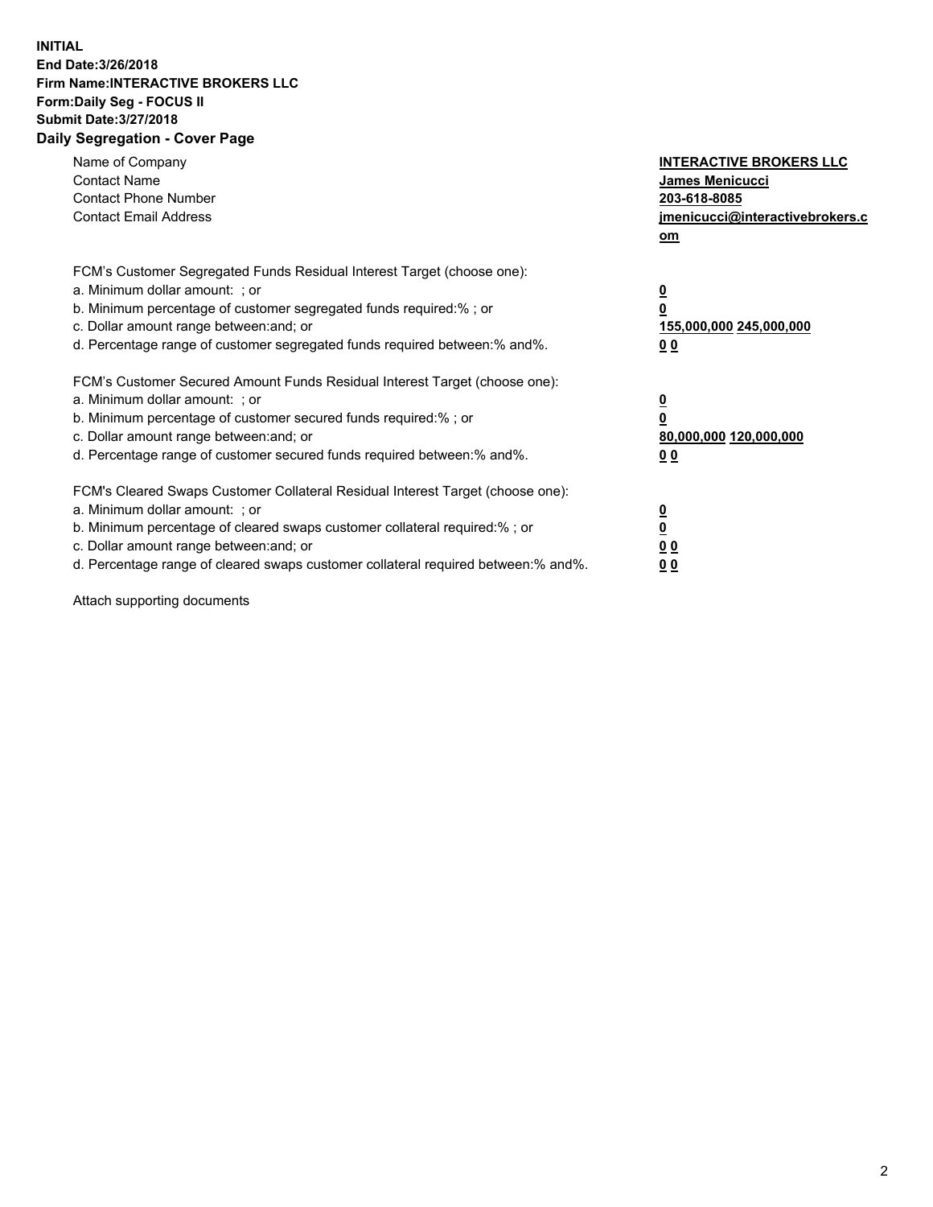**INITIAL**
**End Date:3/26/2018**
**Firm Name:INTERACTIVE BROKERS LLC**
**Form:Daily Seg - FOCUS II**
**Submit Date:3/27/2018**
**Daily Segregation - Cover Page**

| | |
|---|---|
| Name of Company | **INTERACTIVE BROKERS LLC** |
| Contact Name | **James Menicucci** |
| Contact Phone Number | **203-618-8085** |
| Contact Email Address | **jmenicucci@interactivebrokers.com** |

FCM's Customer Segregated Funds Residual Interest Target (choose one):

| | |
|---|---|
| a. Minimum dollar amount: ; or | **0** |
| b. Minimum percentage of customer segregated funds required:% ; or | **0** |
| c. Dollar amount range between:and; or | **155,000,000 245,000,000** |
| d. Percentage range of customer segregated funds required between:% and%. | **0 0** |

FCM's Customer Secured Amount Funds Residual Interest Target (choose one):

| | |
|---|---|
| a. Minimum dollar amount: ; or | **0** |
| b. Minimum percentage of customer secured funds required:% ; or | **0** |
| c. Dollar amount range between:and; or | **80,000,000 120,000,000** |
| d. Percentage range of customer secured funds required between:% and%. | **0 0** |

FCM's Cleared Swaps Customer Collateral Residual Interest Target (choose one):

| | |
|---|---|
| a. Minimum dollar amount: ; or | **0** |
| b. Minimum percentage of cleared swaps customer collateral required:% ; or | **0** |
| c. Dollar amount range between:and; or | **0 0** |
| d. Percentage range of cleared swaps customer collateral required between:% and%. | **0 0** |

Attach supporting documents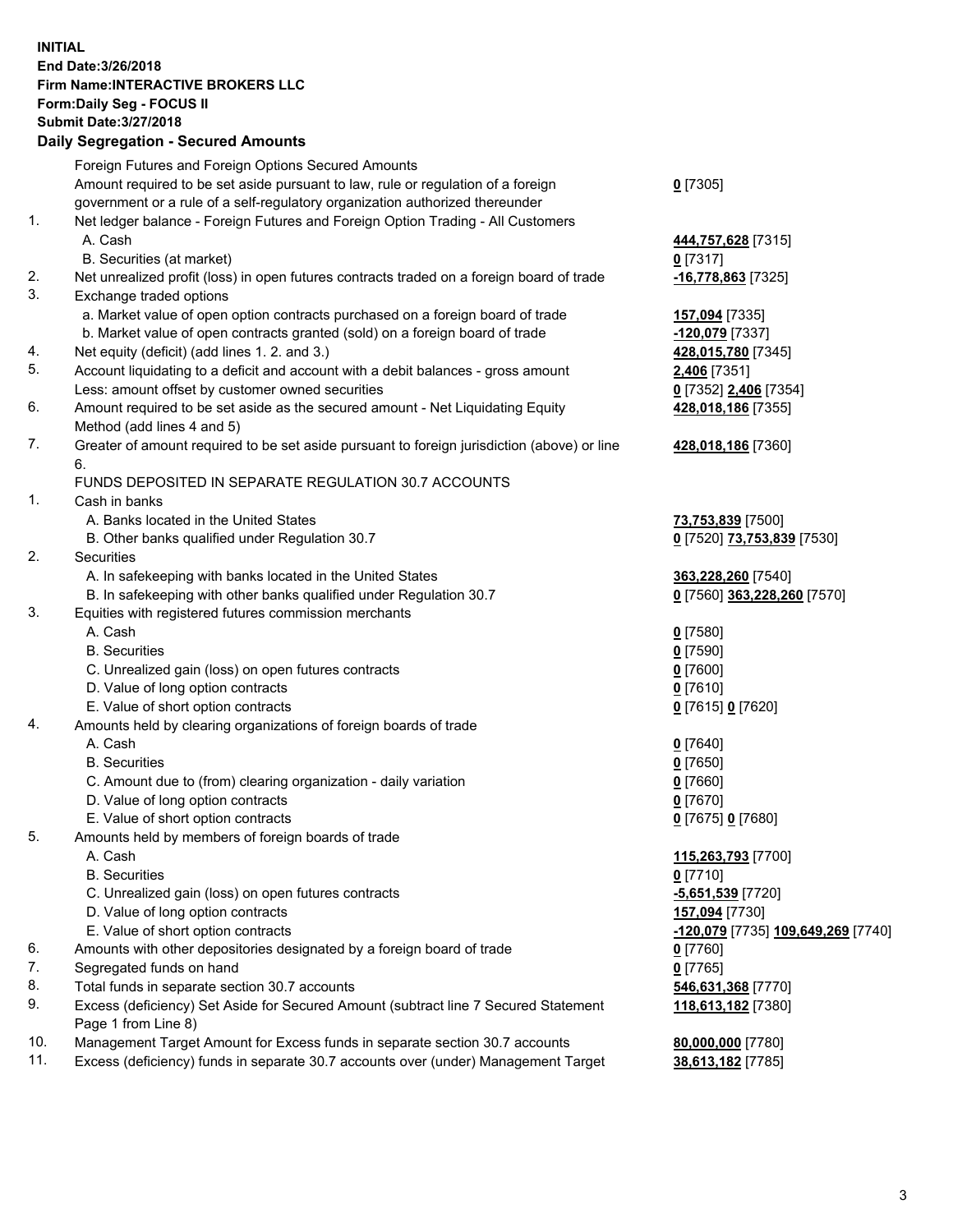**INITIAL**
**End Date:3/26/2018**
**Firm Name:INTERACTIVE BROKERS LLC**
**Form:Daily Seg - FOCUS II**
**Submit Date:3/27/2018**
**Daily Segregation - Secured Amounts**

| | | |
|---|---|---|
| | Foreign Futures and Foreign Options Secured Amounts | |
| | Amount required to be set aside pursuant to law, rule or regulation of a foreign government or a rule of a self-regulatory organization authorized thereunder | **0** [7305] |
| 1. | Net ledger balance - Foreign Futures and Foreign Option Trading - All Customers | |
| | A. Cash | **444,757,628** [7315] |
| | B. Securities (at market) | **0** [7317] |
| 2. | Net unrealized profit (loss) in open futures contracts traded on a foreign board of trade | **-16,778,863** [7325] |
| 3. | Exchange traded options | |
| | a. Market value of open option contracts purchased on a foreign board of trade | **157,094** [7335] |
| | b. Market value of open contracts granted (sold) on a foreign board of trade | **-120,079** [7337] |
| 4. | Net equity (deficit) (add lines 1. 2. and 3.) | **428,015,780** [7345] |
| 5. | Account liquidating to a deficit and account with a debit balances - gross amount | **2,406** [7351] |
| | Less: amount offset by customer owned securities | **0** [7352] **2,406** [7354] |
| 6. | Amount required to be set aside as the secured amount - Net Liquidating Equity Method (add lines 4 and 5) | **428,018,186** [7355] |
| 7. | Greater of amount required to be set aside pursuant to foreign jurisdiction (above) or line 6. | **428,018,186** [7360] |
| | FUNDS DEPOSITED IN SEPARATE REGULATION 30.7 ACCOUNTS | |
| 1. | Cash in banks | |
| | A. Banks located in the United States | **73,753,839** [7500] |
| | B. Other banks qualified under Regulation 30.7 | **0** [7520] **73,753,839** [7530] |
| 2. | Securities | |
| | A. In safekeeping with banks located in the United States | **363,228,260** [7540] |
| | B. In safekeeping with other banks qualified under Regulation 30.7 | **0** [7560] **363,228,260** [7570] |
| 3. | Equities with registered futures commission merchants | |
| | A. Cash | **0** [7580] |
| | B. Securities | **0** [7590] |
| | C. Unrealized gain (loss) on open futures contracts | **0** [7600] |
| | D. Value of long option contracts | **0** [7610] |
| | E. Value of short option contracts | **0** [7615] **0** [7620] |
| 4. | Amounts held by clearing organizations of foreign boards of trade | |
| | A. Cash | **0** [7640] |
| | B. Securities | **0** [7650] |
| | C. Amount due to (from) clearing organization - daily variation | **0** [7660] |
| | D. Value of long option contracts | **0** [7670] |
| | E. Value of short option contracts | **0** [7675] **0** [7680] |
| 5. | Amounts held by members of foreign boards of trade | |
| | A. Cash | **115,263,793** [7700] |
| | B. Securities | **0** [7710] |
| | C. Unrealized gain (loss) on open futures contracts | **-5,651,539** [7720] |
| | D. Value of long option contracts | **157,094** [7730] |
| | E. Value of short option contracts | **-120,079** [7735] **109,649,269** [7740] |
| 6. | Amounts with other depositories designated by a foreign board of trade | **0** [7760] |
| 7. | Segregated funds on hand | **0** [7765] |
| 8. | Total funds in separate section 30.7 accounts | **546,631,368** [7770] |
| 9. | Excess (deficiency) Set Aside for Secured Amount (subtract line 7 Secured Statement Page 1 from Line 8) | **118,613,182** [7380] |
| 10. | Management Target Amount for Excess funds in separate section 30.7 accounts | **80,000,000** [7780] |
| 11. | Excess (deficiency) funds in separate 30.7 accounts over (under) Management Target | **38,613,182** [7785] |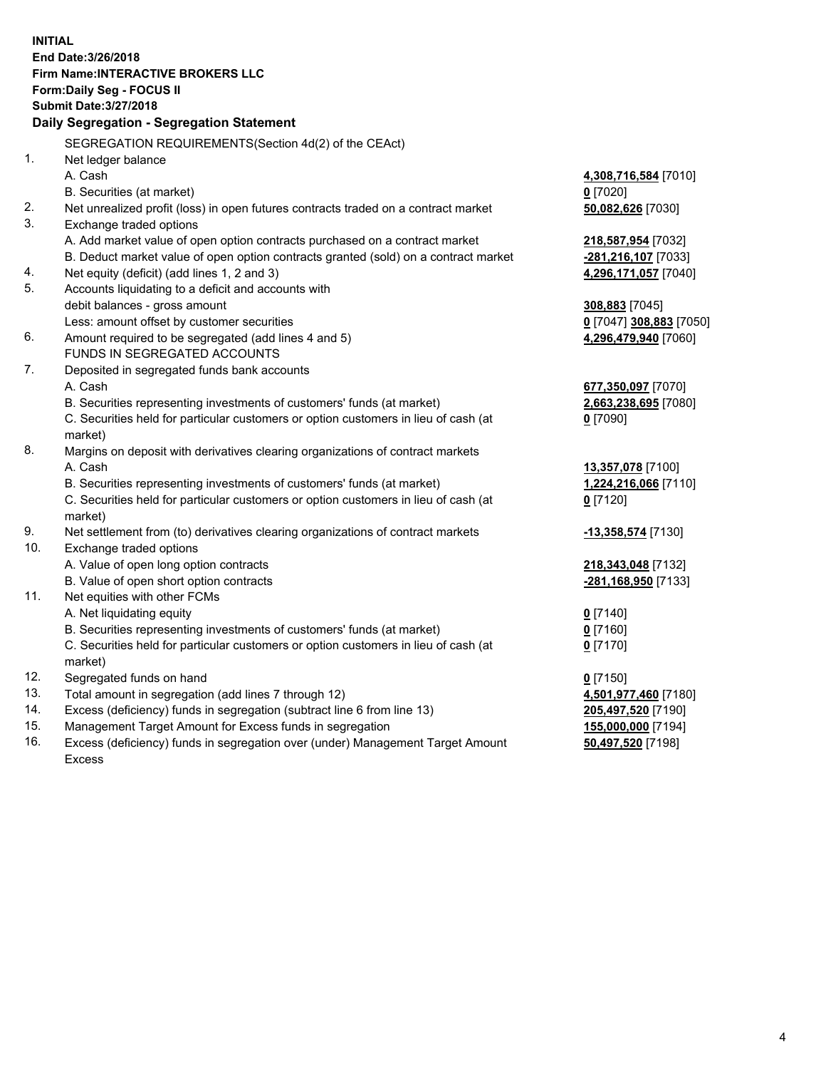**INITIAL**
**End Date:3/26/2018**
**Firm Name:INTERACTIVE BROKERS LLC**
**Form:Daily Seg - FOCUS II**
**Submit Date:3/27/2018**

## Daily Segregation - Segregation Statement

SEGREGATION REQUIREMENTS(Section 4d(2) of the CEAct)

| | | |
|---|---|---|
| 1. | Net ledger balance | |
| | A. Cash | **4,308,716,584** [7010] |
| | B. Securities (at market) | **0** [7020] |
| 2. | Net unrealized profit (loss) in open futures contracts traded on a contract market | **50,082,626** [7030] |
| 3. | Exchange traded options | |
| | A. Add market value of open option contracts purchased on a contract market | **218,587,954** [7032] |
| | B. Deduct market value of open option contracts granted (sold) on a contract market | **-281,216,107** [7033] |
| 4. | Net equity (deficit) (add lines 1, 2 and 3) | **4,296,171,057** [7040] |
| 5. | Accounts liquidating to a deficit and accounts with | |
| | debit balances - gross amount | **308,883** [7045] |
| | Less: amount offset by customer securities | **0** [7047] **308,883** [7050] |
| 6. | Amount required to be segregated (add lines 4 and 5) | **4,296,479,940** [7060] |
| | FUNDS IN SEGREGATED ACCOUNTS | |
| 7. | Deposited in segregated funds bank accounts | |
| | A. Cash | **677,350,097** [7070] |
| | B. Securities representing investments of customers' funds (at market) | **2,663,238,695** [7080] |
| | C. Securities held for particular customers or option customers in lieu of cash (at market) | **0** [7090] |
| 8. | Margins on deposit with derivatives clearing organizations of contract markets | |
| | A. Cash | **13,357,078** [7100] |
| | B. Securities representing investments of customers' funds (at market) | **1,224,216,066** [7110] |
| | C. Securities held for particular customers or option customers in lieu of cash (at market) | **0** [7120] |
| 9. | Net settlement from (to) derivatives clearing organizations of contract markets | **-13,358,574** [7130] |
| 10. | Exchange traded options | |
| | A. Value of open long option contracts | **218,343,048** [7132] |
| | B. Value of open short option contracts | **-281,168,950** [7133] |
| 11. | Net equities with other FCMs | |
| | A. Net liquidating equity | **0** [7140] |
| | B. Securities representing investments of customers' funds (at market) | **0** [7160] |
| | C. Securities held for particular customers or option customers in lieu of cash (at market) | **0** [7170] |
| 12. | Segregated funds on hand | **0** [7150] |
| 13. | Total amount in segregation (add lines 7 through 12) | **4,501,977,460** [7180] |
| 14. | Excess (deficiency) funds in segregation (subtract line 6 from line 13) | **205,497,520** [7190] |
| 15. | Management Target Amount for Excess funds in segregation | **155,000,000** [7194] |
| 16. | Excess (deficiency) funds in segregation over (under) Management Target Amount Excess | **50,497,520** [7198] |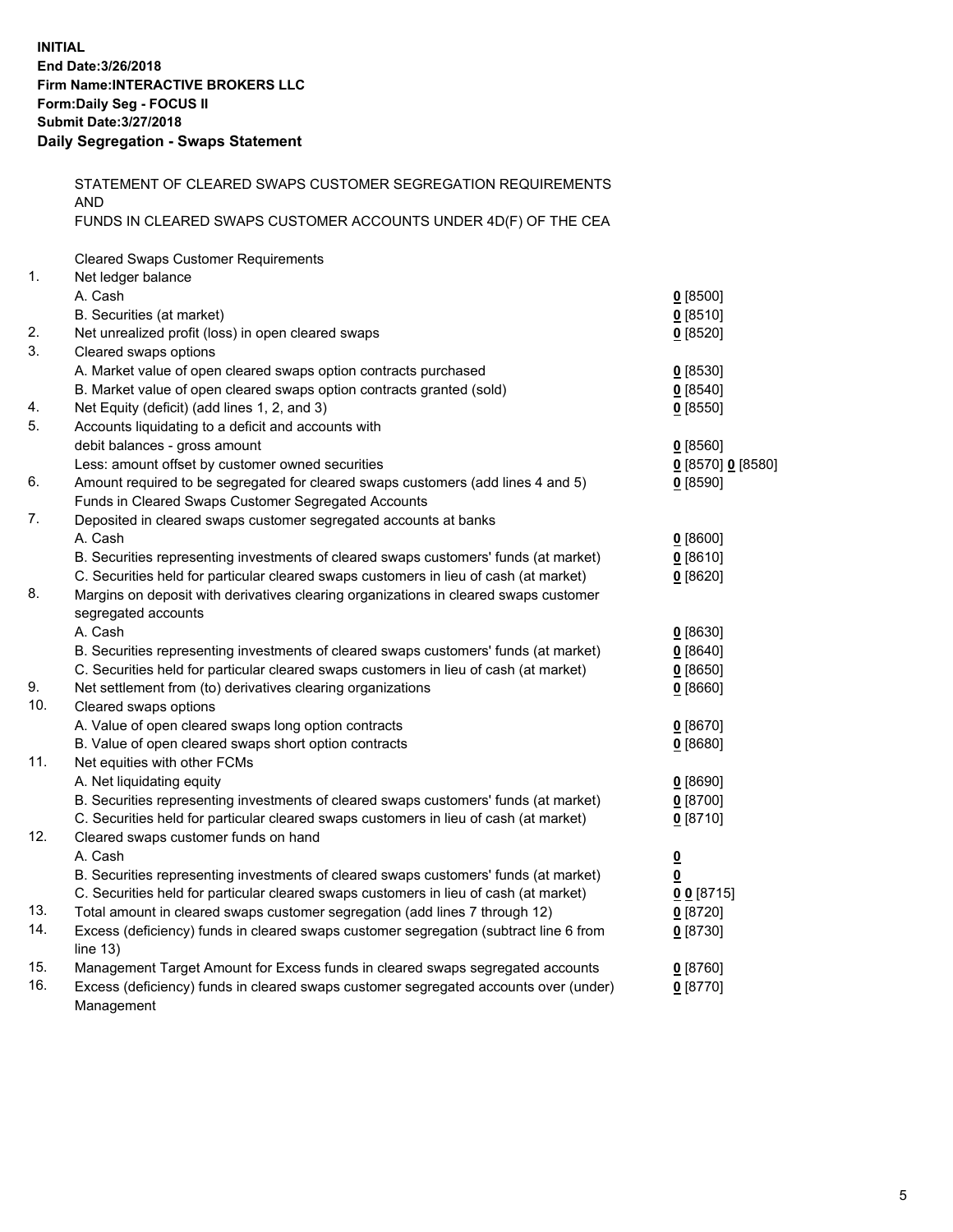**INITIAL**
**End Date:3/26/2018**
**Firm Name:INTERACTIVE BROKERS LLC**
**Form:Daily Seg - FOCUS II**
**Submit Date:3/27/2018**
**Daily Segregation - Swaps Statement**

STATEMENT OF CLEARED SWAPS CUSTOMER SEGREGATION REQUIREMENTS AND FUNDS IN CLEARED SWAPS CUSTOMER ACCOUNTS UNDER 4D(F) OF THE CEA

| | | |
|---|---|---|
| | Cleared Swaps Customer Requirements | |
| 1. | Net ledger balance | |
| | A. Cash | 0 [8500] |
| | B. Securities (at market) | 0 [8510] |
| 2. | Net unrealized profit (loss) in open cleared swaps | 0 [8520] |
| 3. | Cleared swaps options | |
| | A. Market value of open cleared swaps option contracts purchased | 0 [8530] |
| | B. Market value of open cleared swaps option contracts granted (sold) | 0 [8540] |
| 4. | Net Equity (deficit) (add lines 1, 2, and 3) | 0 [8550] |
| 5. | Accounts liquidating to a deficit and accounts with debit balances - gross amount | 0 [8560] |
| | Less: amount offset by customer owned securities | 0 [8570] 0 [8580] |
| 6. | Amount required to be segregated for cleared swaps customers (add lines 4 and 5) | 0 [8590] |
| | Funds in Cleared Swaps Customer Segregated Accounts | |
| 7. | Deposited in cleared swaps customer segregated accounts at banks | |
| | A. Cash | 0 [8600] |
| | B. Securities representing investments of cleared swaps customers' funds (at market) | 0 [8610] |
| | C. Securities held for particular cleared swaps customers in lieu of cash (at market) | 0 [8620] |
| 8. | Margins on deposit with derivatives clearing organizations in cleared swaps customer segregated accounts | |
| | A. Cash | 0 [8630] |
| | B. Securities representing investments of cleared swaps customers' funds (at market) | 0 [8640] |
| | C. Securities held for particular cleared swaps customers in lieu of cash (at market) | 0 [8650] |
| 9. | Net settlement from (to) derivatives clearing organizations | 0 [8660] |
| 10. | Cleared swaps options | |
| | A. Value of open cleared swaps long option contracts | 0 [8670] |
| | B. Value of open cleared swaps short option contracts | 0 [8680] |
| 11. | Net equities with other FCMs | |
| | A. Net liquidating equity | 0 [8690] |
| | B. Securities representing investments of cleared swaps customers' funds (at market) | 0 [8700] |
| | C. Securities held for particular cleared swaps customers in lieu of cash (at market) | 0 [8710] |
| 12. | Cleared swaps customer funds on hand | |
| | A. Cash | 0 |
| | B. Securities representing investments of cleared swaps customers' funds (at market) | 0 |
| | C. Securities held for particular cleared swaps customers in lieu of cash (at market) | 0 0 [8715] |
| 13. | Total amount in cleared swaps customer segregation (add lines 7 through 12) | 0 [8720] |
| 14. | Excess (deficiency) funds in cleared swaps customer segregation (subtract line 6 from line 13) | 0 [8730] |
| 15. | Management Target Amount for Excess funds in cleared swaps segregated accounts | 0 [8760] |
| 16. | Excess (deficiency) funds in cleared swaps customer segregated accounts over (under) Management | 0 [8770] |